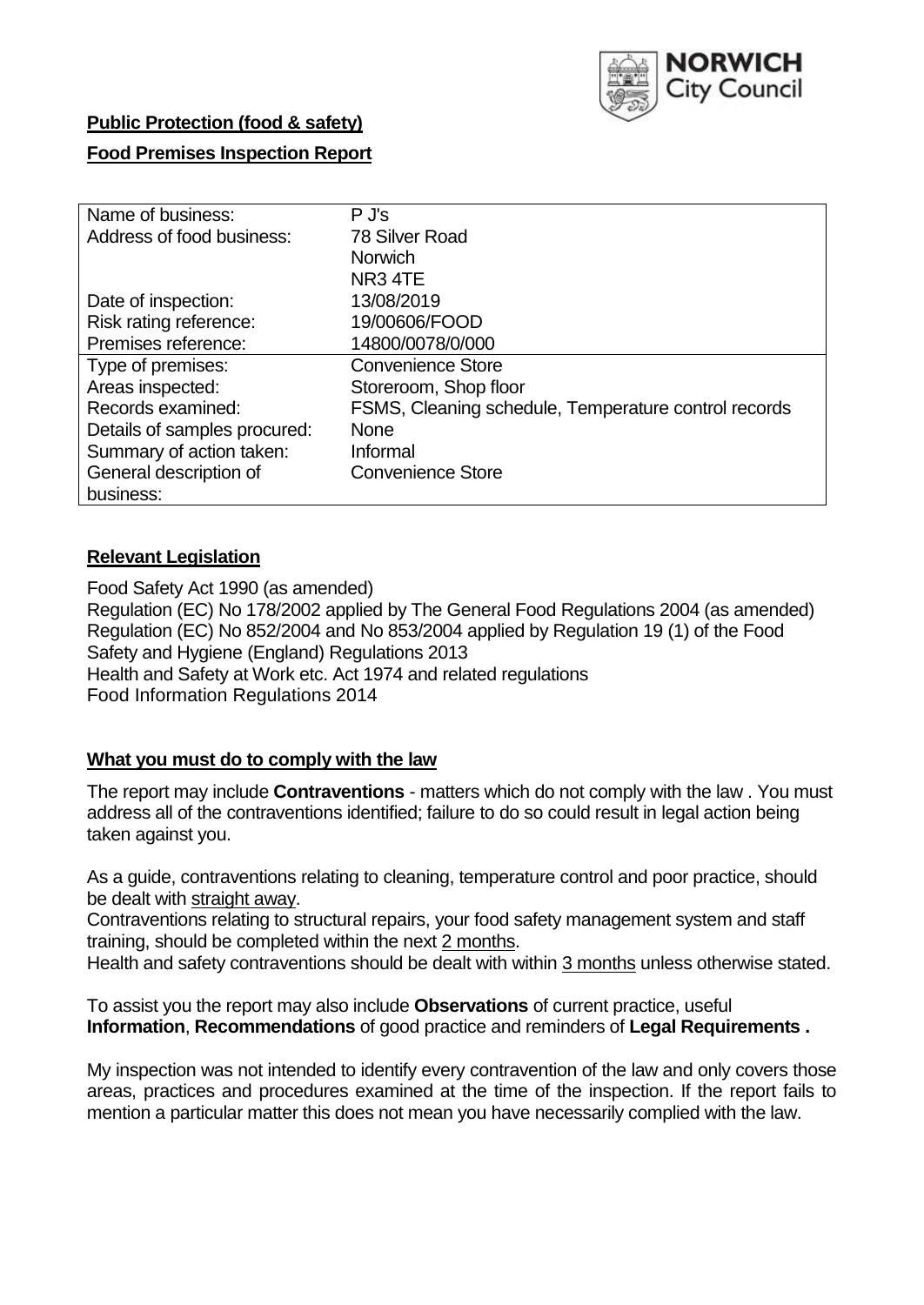**Public Protection (food & safety)**

**Food Premises Inspection Report**

| Name of business: | P J's |
|---|---|
| Address of food business: | 78 Silver Road<br>Norwich<br>NR3 4TE |
| Date of inspection: | 13/08/2019 |
| Risk rating reference: | 19/00606/FOOD |
| Premises reference: | 14800/0078/0/000 |
| Type of premises: | Convenience Store |
| Areas inspected: | Storeroom, Shop floor |
| Records examined: | FSMS, Cleaning schedule, Temperature control records |
| Details of samples procured: | None |
| Summary of action taken: | Informal |
| General description of business: | Convenience Store |

## **Relevant Legislation**

Food Safety Act 1990 (as amended)
Regulation (EC) No 178/2002 applied by The General Food Regulations 2004 (as amended)
Regulation (EC) No 852/2004 and No 853/2004 applied by Regulation 19 (1) of the Food Safety and Hygiene (England) Regulations 2013
Health and Safety at Work etc. Act 1974 and related regulations
Food Information Regulations 2014

## **What you must do to comply with the law**

The report may include **Contraventions** - matters which do not comply with the law . You must address all of the contraventions identified; failure to do so could result in legal action being taken against you.

As a guide, contraventions relating to cleaning, temperature control and poor practice, should be dealt with straight away.
Contraventions relating to structural repairs, your food safety management system and staff training, should be completed within the next 2 months.
Health and safety contraventions should be dealt with within 3 months unless otherwise stated.

To assist you the report may also include **Observations** of current practice, useful **Information**, **Recommendations** of good practice and reminders of **Legal Requirements .**

My inspection was not intended to identify every contravention of the law and only covers those areas, practices and procedures examined at the time of the inspection. If the report fails to mention a particular matter this does not mean you have necessarily complied with the law.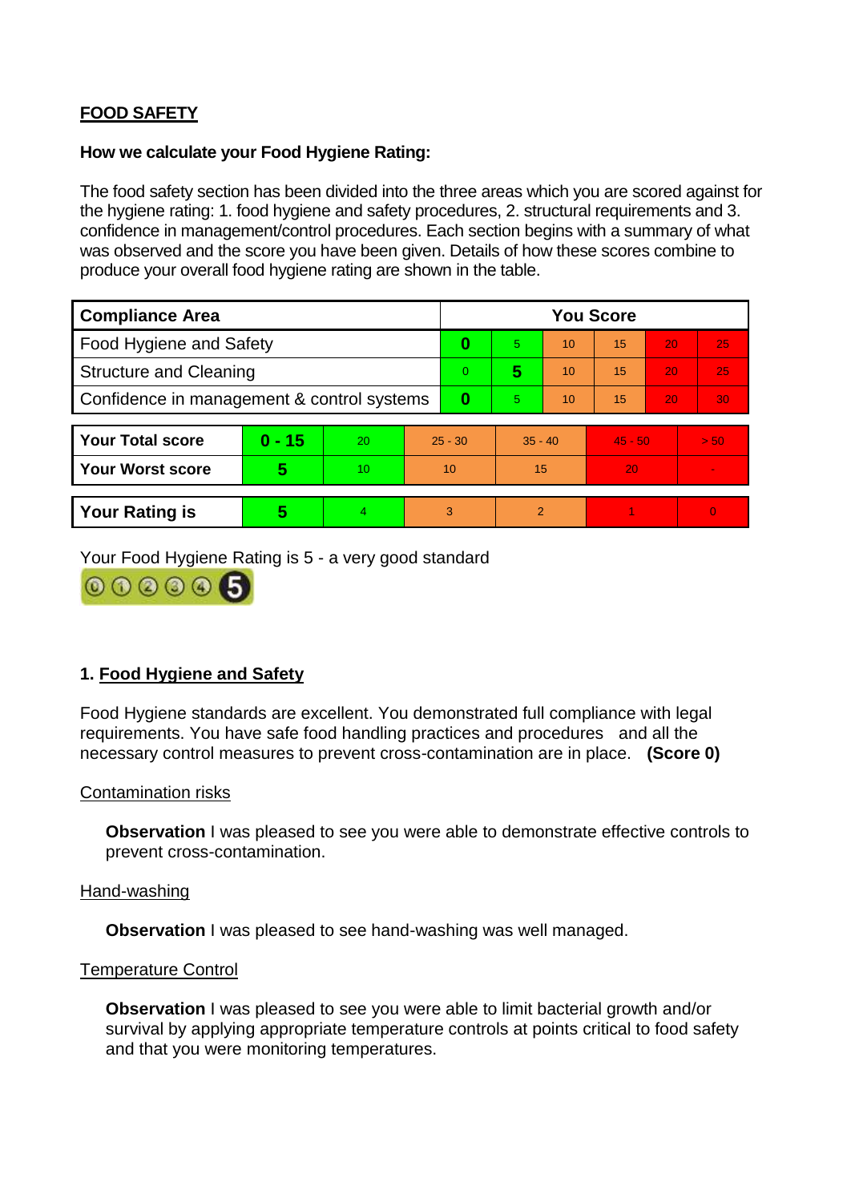**FOOD SAFETY**

**How we calculate your Food Hygiene Rating:**

The food safety section has been divided into the three areas which you are scored against for the hygiene rating: 1. food hygiene and safety procedures, 2. structural requirements and 3. confidence in management/control procedures. Each section begins with a summary of what was observed and the score you have been given. Details of how these scores combine to produce your overall food hygiene rating are shown in the table.

| Compliance Area | You Score | | | | | |
|---|---|---|---|---|---|---|
| Food Hygiene and Safety | **0** | 5 | 10 | 15 | 20 | 25 |
| Structure and Cleaning | 0 | **5** | 10 | 15 | 20 | 25 |
| Confidence in management & control systems | **0** | 5 | 10 | 15 | 20 | 30 |

| | | | | | | |
|---|---|---|---|---|---|---|
| **Your Total score** | **0 - 15** | 20 | 25 - 30 | 35 - 40 | 45 - 50 | > 50 |
| **Your Worst score** | **5** | 10 | 10 | 15 | 20 | - |

| | | | | | | |
|---|---|---|---|---|---|---|
| **Your Rating is** | **5** | 4 | 3 | 2 | 1 | 0 |

Your Food Hygiene Rating is 5 - a very good standard

## 1. Food Hygiene and Safety

Food Hygiene standards are excellent. You demonstrated full compliance with legal requirements. You have safe food handling practices and procedures and all the necessary control measures to prevent cross-contamination are in place. **(Score 0)**

Contamination risks

**Observation** I was pleased to see you were able to demonstrate effective controls to prevent cross-contamination.

Hand-washing

**Observation** I was pleased to see hand-washing was well managed.

Temperature Control

**Observation** I was pleased to see you were able to limit bacterial growth and/or survival by applying appropriate temperature controls at points critical to food safety and that you were monitoring temperatures.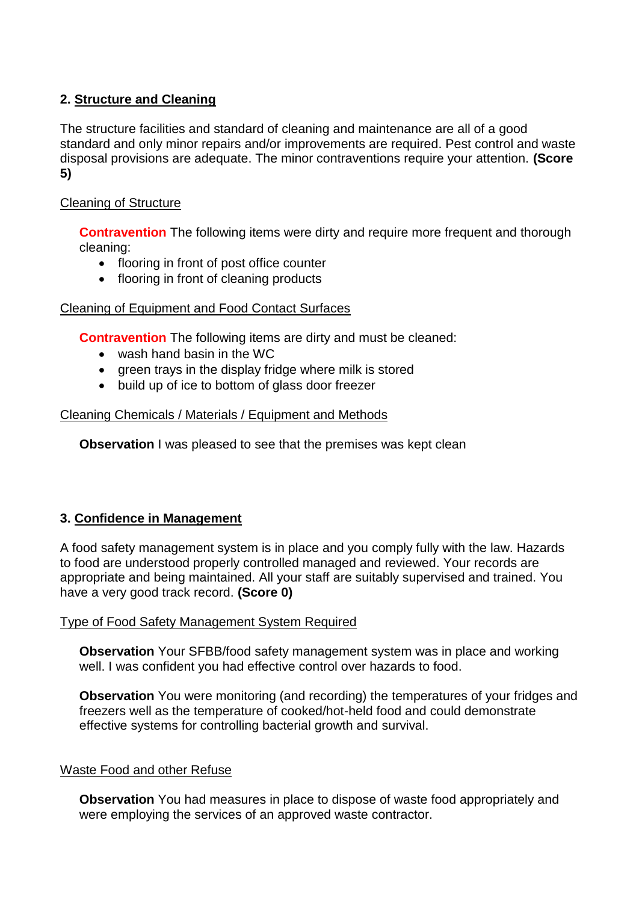## 2. Structure and Cleaning

The structure facilities and standard of cleaning and maintenance are all of a good standard and only minor repairs and/or improvements are required. Pest control and waste disposal provisions are adequate. The minor contraventions require your attention. **(Score 5)**

Cleaning of Structure

**Contravention** The following items were dirty and require more frequent and thorough cleaning:

- flooring in front of post office counter
- flooring in front of cleaning products

Cleaning of Equipment and Food Contact Surfaces

**Contravention** The following items are dirty and must be cleaned:

- wash hand basin in the WC
- green trays in the display fridge where milk is stored
- build up of ice to bottom of glass door freezer

Cleaning Chemicals / Materials / Equipment and Methods

**Observation** I was pleased to see that the premises was kept clean

## 3. Confidence in Management

A food safety management system is in place and you comply fully with the law. Hazards to food are understood properly controlled managed and reviewed. Your records are appropriate and being maintained. All your staff are suitably supervised and trained. You have a very good track record. **(Score 0)**

Type of Food Safety Management System Required

**Observation** Your SFBB/food safety management system was in place and working well. I was confident you had effective control over hazards to food.

**Observation** You were monitoring (and recording) the temperatures of your fridges and freezers well as the temperature of cooked/hot-held food and could demonstrate effective systems for controlling bacterial growth and survival.

Waste Food and other Refuse

**Observation** You had measures in place to dispose of waste food appropriately and were employing the services of an approved waste contractor.